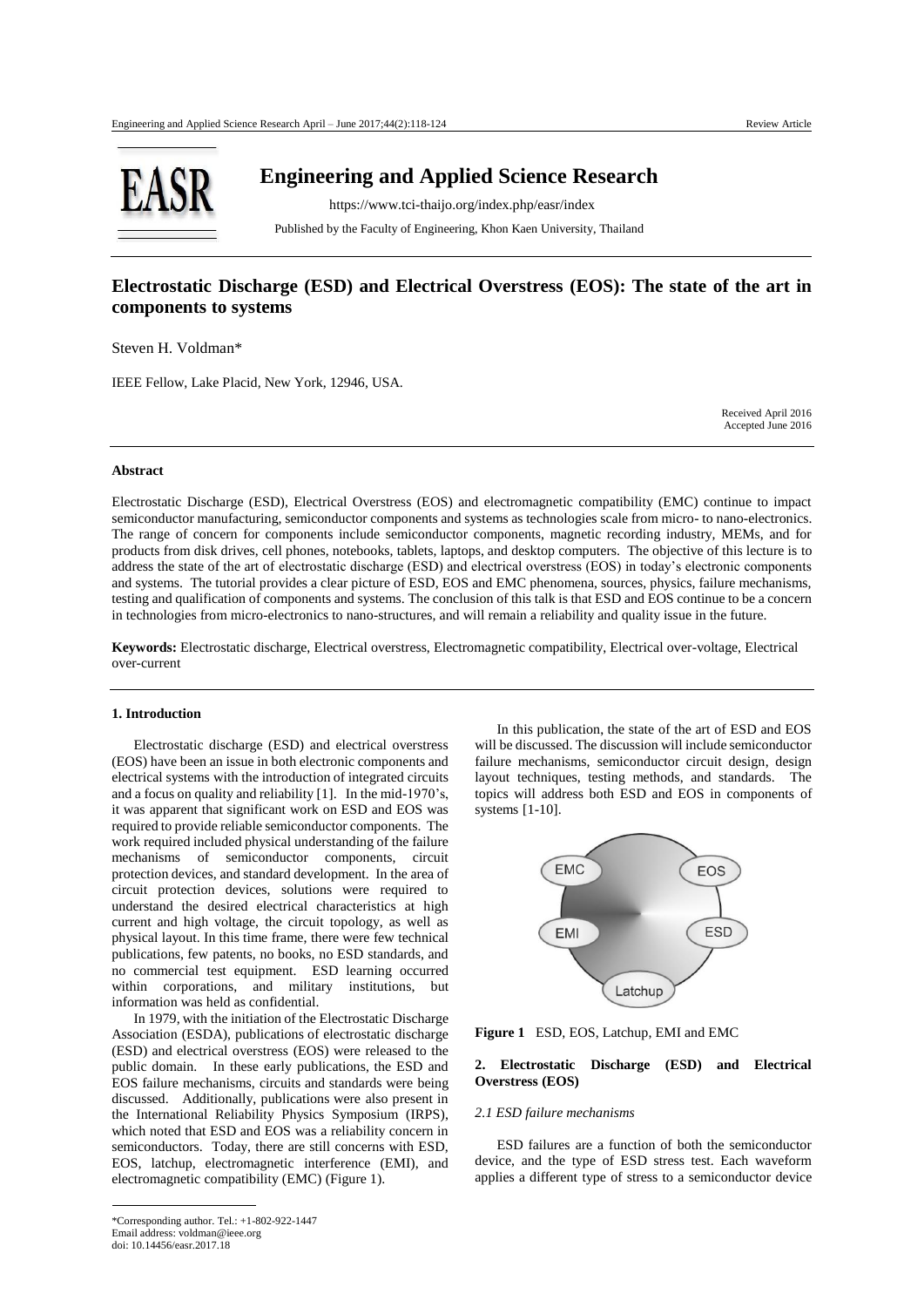# Engineering and Applied Science Research

https://www.tci-thaijo.org/index.php/easr/index

Published by the Faculty of Engineering, Khon Kaen University, Thailand

## Electrostatic Discharge (ESD) and Electrical Overstress (EOS): The state of the art in components to systems

Steven H. Voldman*

IEEE Fellow, Lake Placid, New York, 12946, USA.

Received April 2016
Accepted June 2016

### Abstract

Electrostatic Discharge (ESD), Electrical Overstress (EOS) and electromagnetic compatibility (EMC) continue to impact semiconductor manufacturing, semiconductor components and systems as technologies scale from micro- to nano-electronics. The range of concern for components include semiconductor components, magnetic recording industry, MEMs, and for products from disk drives, cell phones, notebooks, tablets, laptops, and desktop computers. The objective of this lecture is to address the state of the art of electrostatic discharge (ESD) and electrical overstress (EOS) in today's electronic components and systems. The tutorial provides a clear picture of ESD, EOS and EMC phenomena, sources, physics, failure mechanisms, testing and qualification of components and systems. The conclusion of this talk is that ESD and EOS continue to be a concern in technologies from micro-electronics to nano-structures, and will remain a reliability and quality issue in the future.

**Keywords:** Electrostatic discharge, Electrical overstress, Electromagnetic compatibility, Electrical over-voltage, Electrical over-current

### 1. Introduction

Electrostatic discharge (ESD) and electrical overstress (EOS) have been an issue in both electronic components and electrical systems with the introduction of integrated circuits and a focus on quality and reliability [1]. In the mid-1970's, it was apparent that significant work on ESD and EOS was required to provide reliable semiconductor components. The work required included physical understanding of the failure mechanisms of semiconductor components, circuit protection devices, and standard development. In the area of circuit protection devices, solutions were required to understand the desired electrical characteristics at high current and high voltage, the circuit topology, as well as physical layout. In this time frame, there were few technical publications, few patents, no books, no ESD standards, and no commercial test equipment. ESD learning occurred within corporations, and military institutions, but information was held as confidential.

In 1979, with the initiation of the Electrostatic Discharge Association (ESDA), publications of electrostatic discharge (ESD) and electrical overstress (EOS) were released to the public domain. In these early publications, the ESD and EOS failure mechanisms, circuits and standards were being discussed. Additionally, publications were also present in the International Reliability Physics Symposium (IRPS), which noted that ESD and EOS was a reliability concern in semiconductors. Today, there are still concerns with ESD, EOS, latchup, electromagnetic interference (EMI), and electromagnetic compatibility (EMC) (Figure 1).

In this publication, the state of the art of ESD and EOS will be discussed. The discussion will include semiconductor failure mechanisms, semiconductor circuit design, design layout techniques, testing methods, and standards. The topics will address both ESD and EOS in components of systems [1-10].

**Figure 1** ESD, EOS, Latchup, EMI and EMC

### 2. Electrostatic Discharge (ESD) and Electrical Overstress (EOS)

#### *2.1 ESD failure mechanisms*

ESD failures are a function of both the semiconductor device, and the type of ESD stress test. Each waveform applies a different type of stress to a semiconductor device

*Corresponding author. Tel.: +1-802-922-1447
Email address: voldman@ieee.org
doi: 10.14456/easr.2017.18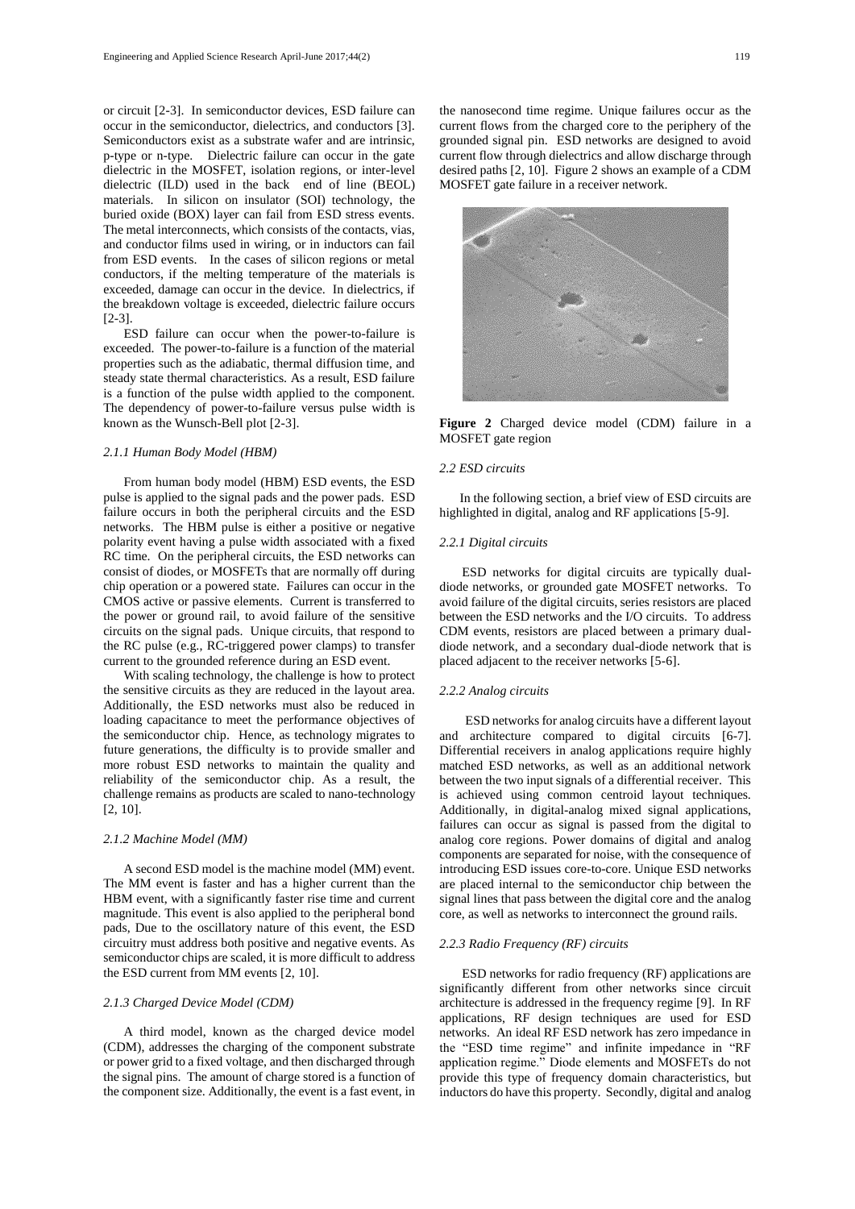or circuit [2-3]. In semiconductor devices, ESD failure can occur in the semiconductor, dielectrics, and conductors [3]. Semiconductors exist as a substrate wafer and are intrinsic, p-type or n-type. Dielectric failure can occur in the gate dielectric in the MOSFET, isolation regions, or inter-level dielectric (ILD) used in the back end of line (BEOL) materials. In silicon on insulator (SOI) technology, the buried oxide (BOX) layer can fail from ESD stress events. The metal interconnects, which consists of the contacts, vias, and conductor films used in wiring, or in inductors can fail from ESD events. In the cases of silicon regions or metal conductors, if the melting temperature of the materials is exceeded, damage can occur in the device. In dielectrics, if the breakdown voltage is exceeded, dielectric failure occurs [2-3].

ESD failure can occur when the power-to-failure is exceeded. The power-to-failure is a function of the material properties such as the adiabatic, thermal diffusion time, and steady state thermal characteristics. As a result, ESD failure is a function of the pulse width applied to the component. The dependency of power-to-failure versus pulse width is known as the Wunsch-Bell plot [2-3].

#### *2.1.1 Human Body Model (HBM)*

From human body model (HBM) ESD events, the ESD pulse is applied to the signal pads and the power pads. ESD failure occurs in both the peripheral circuits and the ESD networks. The HBM pulse is either a positive or negative polarity event having a pulse width associated with a fixed RC time. On the peripheral circuits, the ESD networks can consist of diodes, or MOSFETs that are normally off during chip operation or a powered state. Failures can occur in the CMOS active or passive elements. Current is transferred to the power or ground rail, to avoid failure of the sensitive circuits on the signal pads. Unique circuits, that respond to the RC pulse (e.g., RC-triggered power clamps) to transfer current to the grounded reference during an ESD event.

With scaling technology, the challenge is how to protect the sensitive circuits as they are reduced in the layout area. Additionally, the ESD networks must also be reduced in loading capacitance to meet the performance objectives of the semiconductor chip. Hence, as technology migrates to future generations, the difficulty is to provide smaller and more robust ESD networks to maintain the quality and reliability of the semiconductor chip. As a result, the challenge remains as products are scaled to nano-technology [2, 10].

#### *2.1.2 Machine Model (MM)*

A second ESD model is the machine model (MM) event. The MM event is faster and has a higher current than the HBM event, with a significantly faster rise time and current magnitude. This event is also applied to the peripheral bond pads, Due to the oscillatory nature of this event, the ESD circuitry must address both positive and negative events. As semiconductor chips are scaled, it is more difficult to address the ESD current from MM events [2, 10].

#### *2.1.3 Charged Device Model (CDM)*

A third model, known as the charged device model (CDM), addresses the charging of the component substrate or power grid to a fixed voltage, and then discharged through the signal pins. The amount of charge stored is a function of the component size. Additionally, the event is a fast event, in the nanosecond time regime. Unique failures occur as the current flows from the charged core to the periphery of the grounded signal pin. ESD networks are designed to avoid current flow through dielectrics and allow discharge through desired paths [2, 10]. Figure 2 shows an example of a CDM MOSFET gate failure in a receiver network.

**Figure 2** Charged device model (CDM) failure in a MOSFET gate region

### *2.2 ESD circuits*

In the following section, a brief view of ESD circuits are highlighted in digital, analog and RF applications [5-9].

#### *2.2.1 Digital circuits*

ESD networks for digital circuits are typically dual-diode networks, or grounded gate MOSFET networks. To avoid failure of the digital circuits, series resistors are placed between the ESD networks and the I/O circuits. To address CDM events, resistors are placed between a primary dual-diode network, and a secondary dual-diode network that is placed adjacent to the receiver networks [5-6].

#### *2.2.2 Analog circuits*

ESD networks for analog circuits have a different layout and architecture compared to digital circuits [6-7]. Differential receivers in analog applications require highly matched ESD networks, as well as an additional network between the two input signals of a differential receiver. This is achieved using common centroid layout techniques. Additionally, in digital-analog mixed signal applications, failures can occur as signal is passed from the digital to analog core regions. Power domains of digital and analog components are separated for noise, with the consequence of introducing ESD issues core-to-core. Unique ESD networks are placed internal to the semiconductor chip between the signal lines that pass between the digital core and the analog core, as well as networks to interconnect the ground rails.

#### *2.2.3 Radio Frequency (RF) circuits*

ESD networks for radio frequency (RF) applications are significantly different from other networks since circuit architecture is addressed in the frequency regime [9]. In RF applications, RF design techniques are used for ESD networks. An ideal RF ESD network has zero impedance in the "ESD time regime" and infinite impedance in "RF application regime." Diode elements and MOSFETs do not provide this type of frequency domain characteristics, but inductors do have this property. Secondly, digital and analog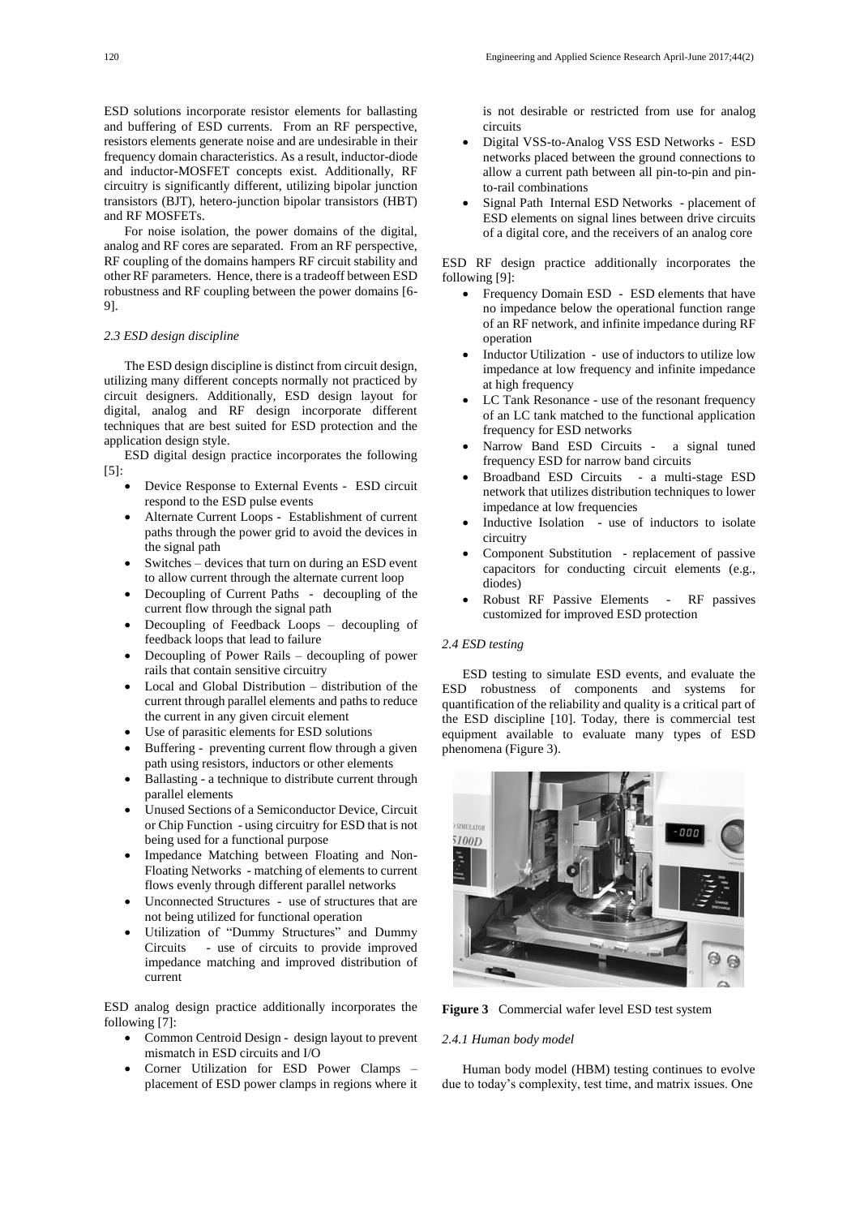ESD solutions incorporate resistor elements for ballasting and buffering of ESD currents. From an RF perspective, resistors elements generate noise and are undesirable in their frequency domain characteristics. As a result, inductor-diode and inductor-MOSFET concepts exist. Additionally, RF circuitry is significantly different, utilizing bipolar junction transistors (BJT), hetero-junction bipolar transistors (HBT) and RF MOSFETs.

For noise isolation, the power domains of the digital, analog and RF cores are separated. From an RF perspective, RF coupling of the domains hampers RF circuit stability and other RF parameters. Hence, there is a tradeoff between ESD robustness and RF coupling between the power domains [6-9].

### *2.3 ESD design discipline*

The ESD design discipline is distinct from circuit design, utilizing many different concepts normally not practiced by circuit designers. Additionally, ESD design layout for digital, analog and RF design incorporate different techniques that are best suited for ESD protection and the application design style.

ESD digital design practice incorporates the following [5]:

- Device Response to External Events - ESD circuit respond to the ESD pulse events
- Alternate Current Loops - Establishment of current paths through the power grid to avoid the devices in the signal path
- Switches – devices that turn on during an ESD event to allow current through the alternate current loop
- Decoupling of Current Paths - decoupling of the current flow through the signal path
- Decoupling of Feedback Loops – decoupling of feedback loops that lead to failure
- Decoupling of Power Rails – decoupling of power rails that contain sensitive circuitry
- Local and Global Distribution – distribution of the current through parallel elements and paths to reduce the current in any given circuit element
- Use of parasitic elements for ESD solutions
- Buffering - preventing current flow through a given path using resistors, inductors or other elements
- Ballasting - a technique to distribute current through parallel elements
- Unused Sections of a Semiconductor Device, Circuit or Chip Function - using circuitry for ESD that is not being used for a functional purpose
- Impedance Matching between Floating and Non-Floating Networks - matching of elements to current flows evenly through different parallel networks
- Unconnected Structures - use of structures that are not being utilized for functional operation
- Utilization of "Dummy Structures" and Dummy Circuits - use of circuits to provide improved impedance matching and improved distribution of current

ESD analog design practice additionally incorporates the following [7]:

- Common Centroid Design - design layout to prevent mismatch in ESD circuits and I/O
- Corner Utilization for ESD Power Clamps – placement of ESD power clamps in regions where it is not desirable or restricted from use for analog circuits
- Digital VSS-to-Analog VSS ESD Networks - ESD networks placed between the ground connections to allow a current path between all pin-to-pin and pin-to-rail combinations
- Signal Path Internal ESD Networks - placement of ESD elements on signal lines between drive circuits of a digital core, and the receivers of an analog core

ESD RF design practice additionally incorporates the following [9]:

- Frequency Domain ESD - ESD elements that have no impedance below the operational function range of an RF network, and infinite impedance during RF operation
- Inductor Utilization - use of inductors to utilize low impedance at low frequency and infinite impedance at high frequency
- LC Tank Resonance - use of the resonant frequency of an LC tank matched to the functional application frequency for ESD networks
- Narrow Band ESD Circuits - a signal tuned frequency ESD for narrow band circuits
- Broadband ESD Circuits - a multi-stage ESD network that utilizes distribution techniques to lower impedance at low frequencies
- Inductive Isolation - use of inductors to isolate circuitry
- Component Substitution - replacement of passive capacitors for conducting circuit elements (e.g., diodes)
- Robust RF Passive Elements - RF passives customized for improved ESD protection

### *2.4 ESD testing*

ESD testing to simulate ESD events, and evaluate the ESD robustness of components and systems for quantification of the reliability and quality is a critical part of the ESD discipline [10]. Today, there is commercial test equipment available to evaluate many types of ESD phenomena (Figure 3).

**Figure 3** Commercial wafer level ESD test system

#### *2.4.1 Human body model*

Human body model (HBM) testing continues to evolve due to today's complexity, test time, and matrix issues. One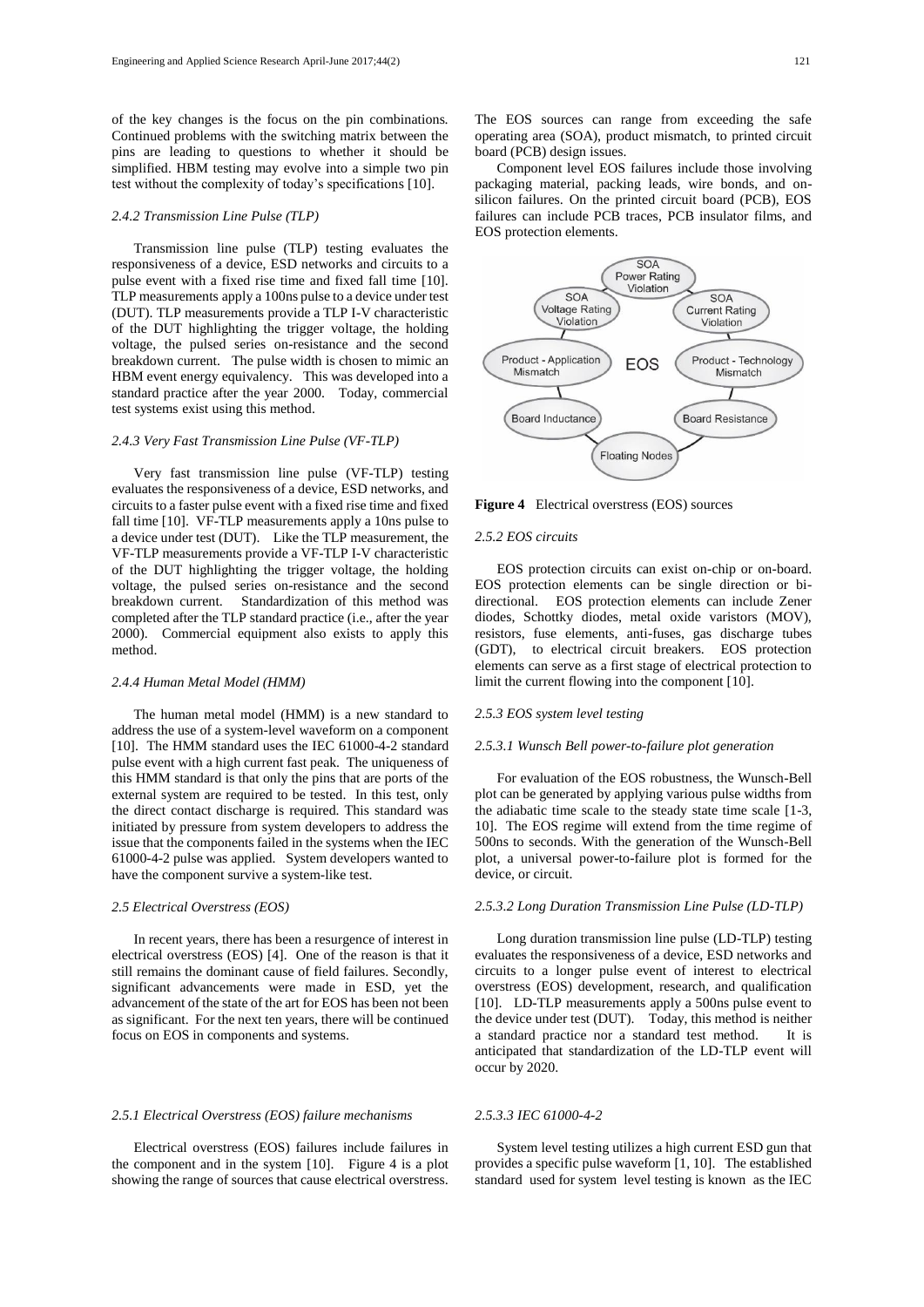of the key changes is the focus on the pin combinations. Continued problems with the switching matrix between the pins are leading to questions to whether it should be simplified. HBM testing may evolve into a simple two pin test without the complexity of today's specifications [10].

#### *2.4.2 Transmission Line Pulse (TLP)*

Transmission line pulse (TLP) testing evaluates the responsiveness of a device, ESD networks and circuits to a pulse event with a fixed rise time and fixed fall time [10]. TLP measurements apply a 100ns pulse to a device under test (DUT). TLP measurements provide a TLP I-V characteristic of the DUT highlighting the trigger voltage, the holding voltage, the pulsed series on-resistance and the second breakdown current. The pulse width is chosen to mimic an HBM event energy equivalency. This was developed into a standard practice after the year 2000. Today, commercial test systems exist using this method.

#### *2.4.3 Very Fast Transmission Line Pulse (VF-TLP)*

Very fast transmission line pulse (VF-TLP) testing evaluates the responsiveness of a device, ESD networks, and circuits to a faster pulse event with a fixed rise time and fixed fall time [10]. VF-TLP measurements apply a 10ns pulse to a device under test (DUT). Like the TLP measurement, the VF-TLP measurements provide a VF-TLP I-V characteristic of the DUT highlighting the trigger voltage, the holding voltage, the pulsed series on-resistance and the second breakdown current. Standardization of this method was completed after the TLP standard practice (i.e., after the year 2000). Commercial equipment also exists to apply this method.

#### *2.4.4 Human Metal Model (HMM)*

The human metal model (HMM) is a new standard to address the use of a system-level waveform on a component [10]. The HMM standard uses the IEC 61000-4-2 standard pulse event with a high current fast peak. The uniqueness of this HMM standard is that only the pins that are ports of the external system are required to be tested. In this test, only the direct contact discharge is required. This standard was initiated by pressure from system developers to address the issue that the components failed in the systems when the IEC 61000-4-2 pulse was applied. System developers wanted to have the component survive a system-like test.

### *2.5 Electrical Overstress (EOS)*

In recent years, there has been a resurgence of interest in electrical overstress (EOS) [4]. One of the reason is that it still remains the dominant cause of field failures. Secondly, significant advancements were made in ESD, yet the advancement of the state of the art for EOS has been not been as significant. For the next ten years, there will be continued focus on EOS in components and systems.

#### *2.5.1 Electrical Overstress (EOS) failure mechanisms*

Electrical overstress (EOS) failures include failures in the component and in the system [10]. Figure 4 is a plot showing the range of sources that cause electrical overstress. The EOS sources can range from exceeding the safe operating area (SOA), product mismatch, to printed circuit board (PCB) design issues.

Component level EOS failures include those involving packaging material, packing leads, wire bonds, and on-silicon failures. On the printed circuit board (PCB), EOS failures can include PCB traces, PCB insulator films, and EOS protection elements.

**Figure 4** Electrical overstress (EOS) sources

#### *2.5.2 EOS circuits*

EOS protection circuits can exist on-chip or on-board. EOS protection elements can be single direction or bi-directional. EOS protection elements can include Zener diodes, Schottky diodes, metal oxide varistors (MOV), resistors, fuse elements, anti-fuses, gas discharge tubes (GDT), to electrical circuit breakers. EOS protection elements can serve as a first stage of electrical protection to limit the current flowing into the component [10].

#### *2.5.3 EOS system level testing*

##### *2.5.3.1 Wunsch Bell power-to-failure plot generation*

For evaluation of the EOS robustness, the Wunsch-Bell plot can be generated by applying various pulse widths from the adiabatic time scale to the steady state time scale [1-3, 10]. The EOS regime will extend from the time regime of 500ns to seconds. With the generation of the Wunsch-Bell plot, a universal power-to-failure plot is formed for the device, or circuit.

##### *2.5.3.2 Long Duration Transmission Line Pulse (LD-TLP)*

Long duration transmission line pulse (LD-TLP) testing evaluates the responsiveness of a device, ESD networks and circuits to a longer pulse event of interest to electrical overstress (EOS) development, research, and qualification [10]. LD-TLP measurements apply a 500ns pulse event to the device under test (DUT). Today, this method is neither a standard practice nor a standard test method. It is anticipated that standardization of the LD-TLP event will occur by 2020.

##### *2.5.3.3 IEC 61000-4-2*

System level testing utilizes a high current ESD gun that provides a specific pulse waveform [1, 10]. The established standard used for system level testing is known as the IEC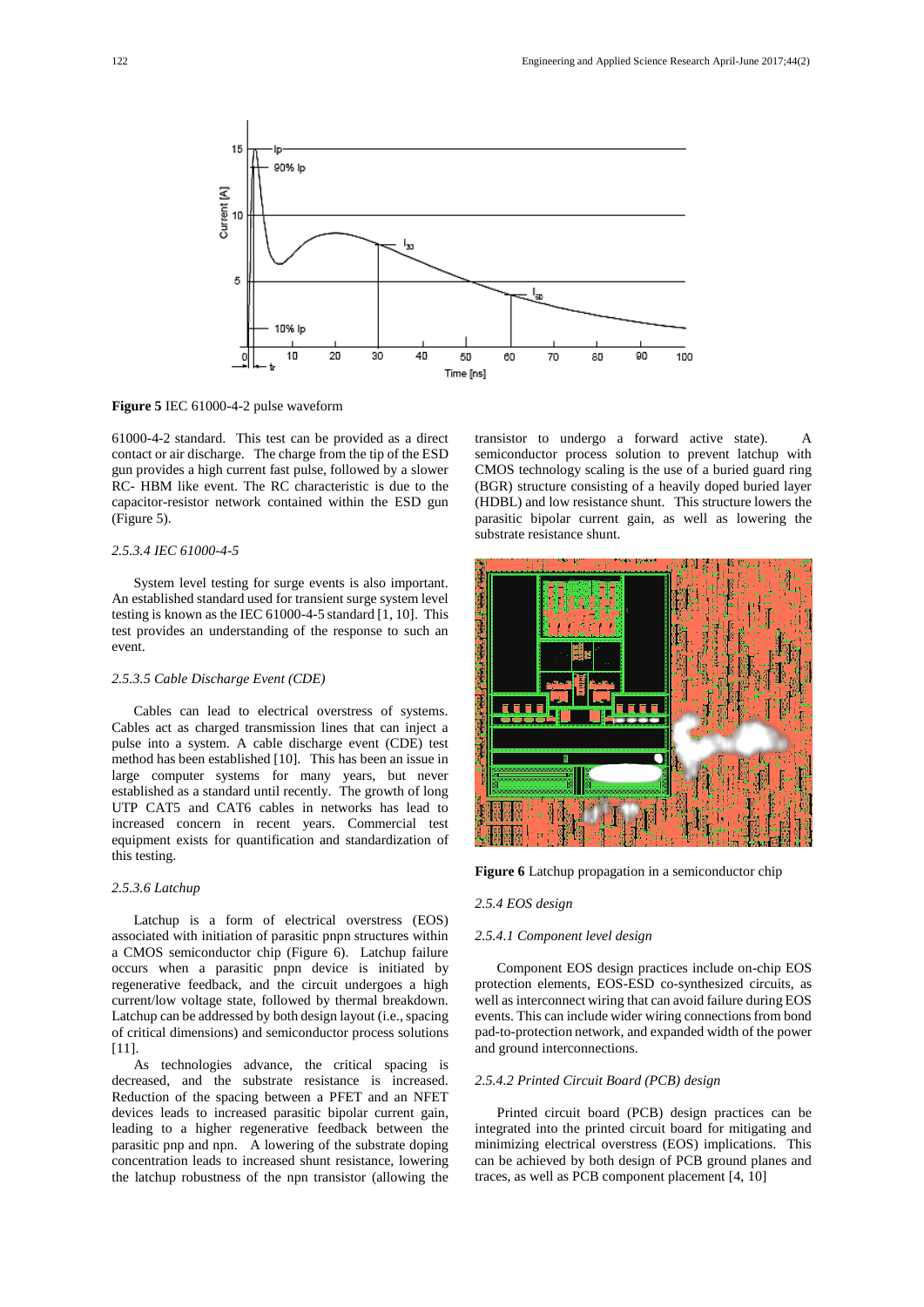**Figure 5** IEC 61000-4-2 pulse waveform

61000-4-2 standard. This test can be provided as a direct contact or air discharge. The charge from the tip of the ESD gun provides a high current fast pulse, followed by a slower RC- HBM like event. The RC characteristic is due to the capacitor-resistor network contained within the ESD gun (Figure 5).

*2.5.3.4 IEC 61000-4-5*

System level testing for surge events is also important. An established standard used for transient surge system level testing is known as the IEC 61000-4-5 standard [1, 10]. This test provides an understanding of the response to such an event.

*2.5.3.5 Cable Discharge Event (CDE)*

Cables can lead to electrical overstress of systems. Cables act as charged transmission lines that can inject a pulse into a system. A cable discharge event (CDE) test method has been established [10]. This has been an issue in large computer systems for many years, but never established as a standard until recently. The growth of long UTP CAT5 and CAT6 cables in networks has lead to increased concern in recent years. Commercial test equipment exists for quantification and standardization of this testing.

*2.5.3.6 Latchup*

Latchup is a form of electrical overstress (EOS) associated with initiation of parasitic pnpn structures within a CMOS semiconductor chip (Figure 6). Latchup failure occurs when a parasitic pnpn device is initiated by regenerative feedback, and the circuit undergoes a high current/low voltage state, followed by thermal breakdown. Latchup can be addressed by both design layout (i.e., spacing of critical dimensions) and semiconductor process solutions [11].

As technologies advance, the critical spacing is decreased, and the substrate resistance is increased. Reduction of the spacing between a PFET and an NFET devices leads to increased parasitic bipolar current gain, leading to a higher regenerative feedback between the parasitic pnp and npn. A lowering of the substrate doping concentration leads to increased shunt resistance, lowering the latchup robustness of the npn transistor (allowing the transistor to undergo a forward active state). A semiconductor process solution to prevent latchup with CMOS technology scaling is the use of a buried guard ring (BGR) structure consisting of a heavily doped buried layer (HDBL) and low resistance shunt. This structure lowers the parasitic bipolar current gain, as well as lowering the substrate resistance shunt.

**Figure 6** Latchup propagation in a semiconductor chip

*2.5.4 EOS design*

*2.5.4.1 Component level design*

Component EOS design practices include on-chip EOS protection elements, EOS-ESD co-synthesized circuits, as well as interconnect wiring that can avoid failure during EOS events. This can include wider wiring connections from bond pad-to-protection network, and expanded width of the power and ground interconnections.

*2.5.4.2 Printed Circuit Board (PCB) design*

Printed circuit board (PCB) design practices can be integrated into the printed circuit board for mitigating and minimizing electrical overstress (EOS) implications. This can be achieved by both design of PCB ground planes and traces, as well as PCB component placement [4, 10]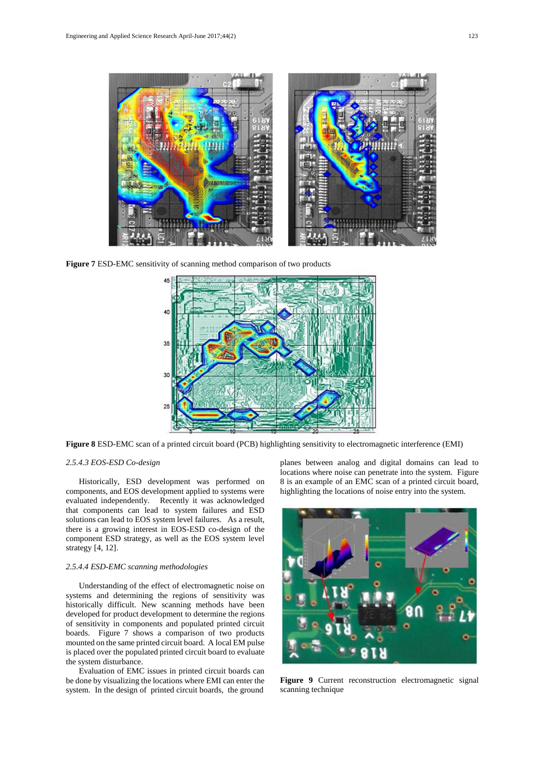**Figure 7** ESD-EMC sensitivity of scanning method comparison of two products

**Figure 8** ESD-EMC scan of a printed circuit board (PCB) highlighting sensitivity to electromagnetic interference (EMI)

*2.5.4.3 EOS-ESD Co-design*

Historically, ESD development was performed on components, and EOS development applied to systems were evaluated independently. Recently it was acknowledged that components can lead to system failures and ESD solutions can lead to EOS system level failures. As a result, there is a growing interest in EOS-ESD co-design of the component ESD strategy, as well as the EOS system level strategy [4, 12].

*2.5.4.4 ESD-EMC scanning methodologies*

Understanding of the effect of electromagnetic noise on systems and determining the regions of sensitivity was historically difficult. New scanning methods have been developed for product development to determine the regions of sensitivity in components and populated printed circuit boards. Figure 7 shows a comparison of two products mounted on the same printed circuit board. A local EM pulse is placed over the populated printed circuit board to evaluate the system disturbance.

Evaluation of EMC issues in printed circuit boards can be done by visualizing the locations where EMI can enter the system. In the design of printed circuit boards, the ground planes between analog and digital domains can lead to locations where noise can penetrate into the system. Figure 8 is an example of an EMC scan of a printed circuit board, highlighting the locations of noise entry into the system.

**Figure 9** Current reconstruction electromagnetic signal scanning technique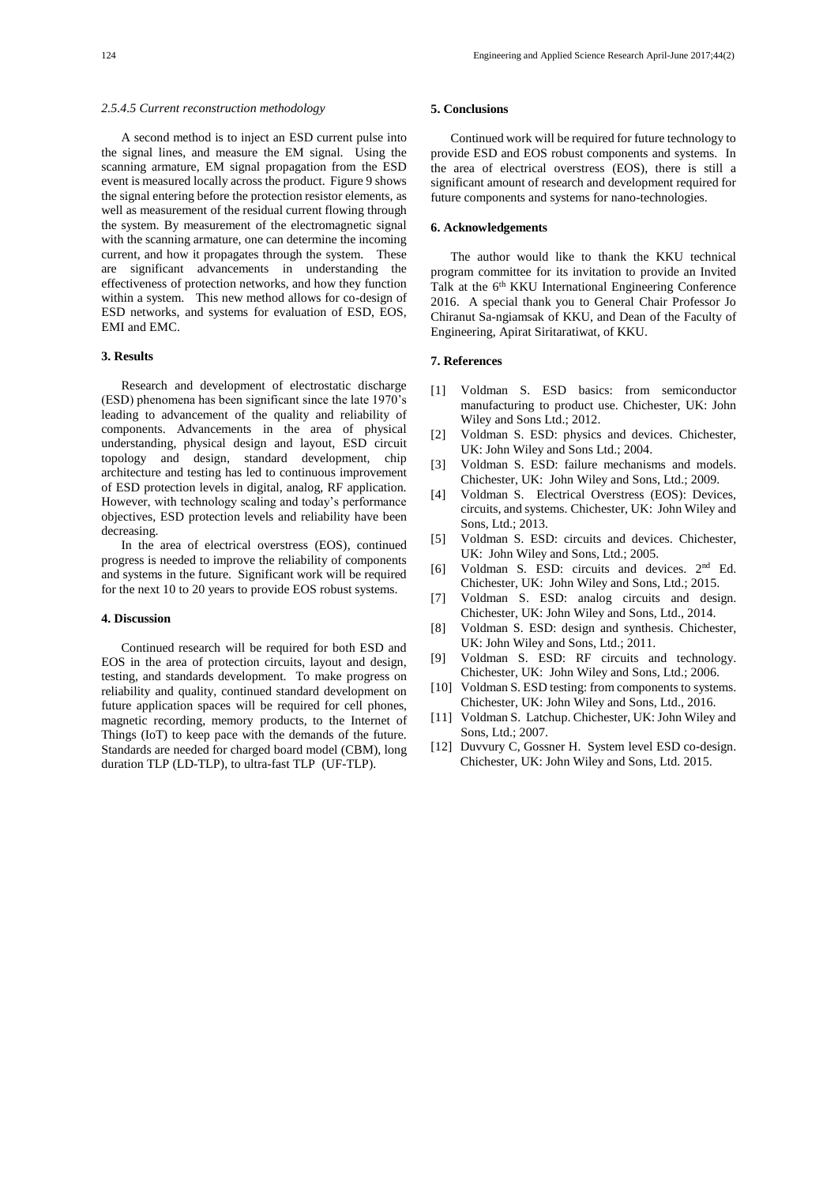#### *2.5.4.5 Current reconstruction methodology*

A second method is to inject an ESD current pulse into the signal lines, and measure the EM signal. Using the scanning armature, EM signal propagation from the ESD event is measured locally across the product. Figure 9 shows the signal entering before the protection resistor elements, as well as measurement of the residual current flowing through the system. By measurement of the electromagnetic signal with the scanning armature, one can determine the incoming current, and how it propagates through the system. These are significant advancements in understanding the effectiveness of protection networks, and how they function within a system. This new method allows for co-design of ESD networks, and systems for evaluation of ESD, EOS, EMI and EMC.

## 3. Results

Research and development of electrostatic discharge (ESD) phenomena has been significant since the late 1970's leading to advancement of the quality and reliability of components. Advancements in the area of physical understanding, physical design and layout, ESD circuit topology and design, standard development, chip architecture and testing has led to continuous improvement of ESD protection levels in digital, analog, RF application. However, with technology scaling and today's performance objectives, ESD protection levels and reliability have been decreasing.

In the area of electrical overstress (EOS), continued progress is needed to improve the reliability of components and systems in the future. Significant work will be required for the next 10 to 20 years to provide EOS robust systems.

## 4. Discussion

Continued research will be required for both ESD and EOS in the area of protection circuits, layout and design, testing, and standards development. To make progress on reliability and quality, continued standard development on future application spaces will be required for cell phones, magnetic recording, memory products, to the Internet of Things (IoT) to keep pace with the demands of the future. Standards are needed for charged board model (CBM), long duration TLP (LD-TLP), to ultra-fast TLP (UF-TLP).

## 5. Conclusions

Continued work will be required for future technology to provide ESD and EOS robust components and systems. In the area of electrical overstress (EOS), there is still a significant amount of research and development required for future components and systems for nano-technologies.

## 6. Acknowledgements

The author would like to thank the KKU technical program committee for its invitation to provide an Invited Talk at the 6th KKU International Engineering Conference 2016. A special thank you to General Chair Professor Jo Chiranut Sa-ngiamsak of KKU, and Dean of the Faculty of Engineering, Apirat Siritaratiwat, of KKU.

## 7. References

[1] Voldman S. ESD basics: from semiconductor manufacturing to product use. Chichester, UK: John Wiley and Sons Ltd.; 2012.

[2] Voldman S. ESD: physics and devices. Chichester, UK: John Wiley and Sons Ltd.; 2004.

[3] Voldman S. ESD: failure mechanisms and models. Chichester, UK: John Wiley and Sons, Ltd.; 2009.

[4] Voldman S. Electrical Overstress (EOS): Devices, circuits, and systems. Chichester, UK: John Wiley and Sons, Ltd.; 2013.

[5] Voldman S. ESD: circuits and devices. Chichester, UK: John Wiley and Sons, Ltd.; 2005.

[6] Voldman S. ESD: circuits and devices. 2nd Ed. Chichester, UK: John Wiley and Sons, Ltd.; 2015.

[7] Voldman S. ESD: analog circuits and design. Chichester, UK: John Wiley and Sons, Ltd., 2014.

[8] Voldman S. ESD: design and synthesis. Chichester, UK: John Wiley and Sons, Ltd.; 2011.

[9] Voldman S. ESD: RF circuits and technology. Chichester, UK: John Wiley and Sons, Ltd.; 2006.

[10] Voldman S. ESD testing: from components to systems. Chichester, UK: John Wiley and Sons, Ltd., 2016.

[11] Voldman S. Latchup. Chichester, UK: John Wiley and Sons, Ltd.; 2007.

[12] Duvvury C, Gossner H. System level ESD co-design. Chichester, UK: John Wiley and Sons, Ltd. 2015.